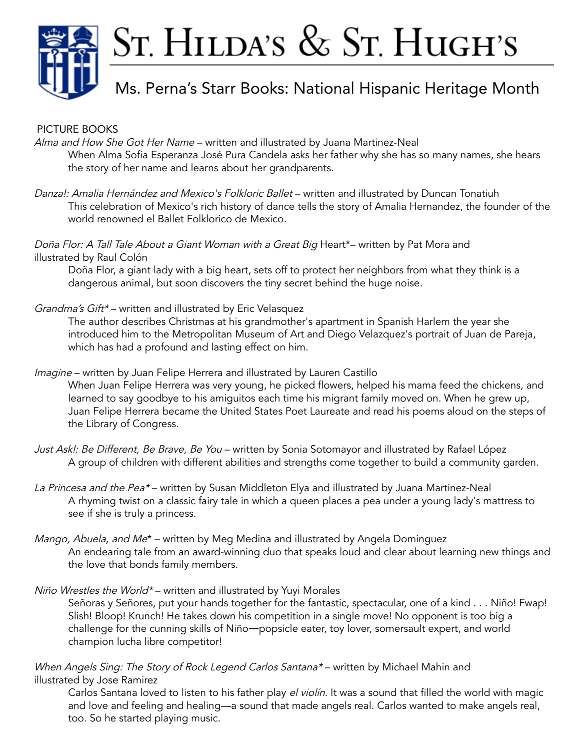# St. Hilda's & St. Hugh's

## Ms. Perna's Starr Books: National Hispanic Heritage Month

### PICTURE BOOKS

*Alma and How She Got Her Name* – written and illustrated by Juana Martinez-Neal

When Alma Sofia Esperanza José Pura Candela asks her father why she has so many names, she hears the story of her name and learns about her grandparents.

*Danza!: Amalia Hernández and Mexico's Folkloric Ballet* – written and illustrated by Duncan Tonatiuh

This celebration of Mexico's rich history of dance tells the story of Amalia Hernandez, the founder of the world renowned el Ballet Folklorico de Mexico.

*Doña Flor: A Tall Tale About a Giant Woman with a Great Big* Heart*– written by Pat Mora and illustrated by Raul Colón

Doña Flor, a giant lady with a big heart, sets off to protect her neighbors from what they think is a dangerous animal, but soon discovers the tiny secret behind the huge noise.

*Grandma's Gift** – written and illustrated by Eric Velasquez

The author describes Christmas at his grandmother's apartment in Spanish Harlem the year she introduced him to the Metropolitan Museum of Art and Diego Velazquez's portrait of Juan de Pareja, which has had a profound and lasting effect on him.

*Imagine* – written by Juan Felipe Herrera and illustrated by Lauren Castillo

When Juan Felipe Herrera was very young, he picked flowers, helped his mama feed the chickens, and learned to say goodbye to his amiguitos each time his migrant family moved on. When he grew up, Juan Felipe Herrera became the United States Poet Laureate and read his poems aloud on the steps of the Library of Congress.

*Just Ask!: Be Different, Be Brave, Be You* – written by Sonia Sotomayor and illustrated by Rafael López

A group of children with different abilities and strengths come together to build a community garden.

*La Princesa and the Pea** – written by Susan Middleton Elya and illustrated by Juana Martinez-Neal

A rhyming twist on a classic fairy tale in which a queen places a pea under a young lady's mattress to see if she is truly a princess.

*Mango, Abuela, and Me** – written by Meg Medina and illustrated by Angela Dominguez

An endearing tale from an award-winning duo that speaks loud and clear about learning new things and the love that bonds family members.

*Niño Wrestles the World** – written and illustrated by Yuyi Morales

Señoras y Señores, put your hands together for the fantastic, spectacular, one of a kind . . . Niño! Fwap! Slish! Bloop! Krunch! He takes down his competition in a single move! No opponent is too big a challenge for the cunning skills of Niño—popsicle eater, toy lover, somersault expert, and world champion lucha libre competitor!

*When Angels Sing: The Story of Rock Legend Carlos Santana** – written by Michael Mahin and illustrated by Jose Ramirez

Carlos Santana loved to listen to his father play *el violín*. It was a sound that filled the world with magic and love and feeling and healing—a sound that made angels real. Carlos wanted to make angels real, too. So he started playing music.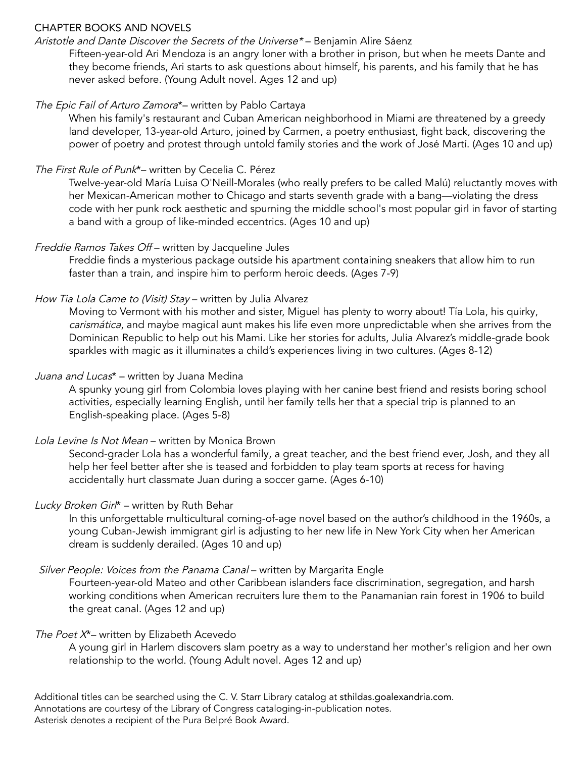## CHAPTER BOOKS AND NOVELS

*Aristotle and Dante Discover the Secrets of the Universe** – Benjamin Alire Sáenz

Fifteen-year-old Ari Mendoza is an angry loner with a brother in prison, but when he meets Dante and they become friends, Ari starts to ask questions about himself, his parents, and his family that he has never asked before. (Young Adult novel. Ages 12 and up)

*The Epic Fail of Arturo Zamora**– written by Pablo Cartaya

When his family's restaurant and Cuban American neighborhood in Miami are threatened by a greedy land developer, 13-year-old Arturo, joined by Carmen, a poetry enthusiast, fight back, discovering the power of poetry and protest through untold family stories and the work of José Martí. (Ages 10 and up)

*The First Rule of Punk**– written by Cecelia C. Pérez

Twelve-year-old María Luisa O'Neill-Morales (who really prefers to be called Malú) reluctantly moves with her Mexican-American mother to Chicago and starts seventh grade with a bang—violating the dress code with her punk rock aesthetic and spurning the middle school's most popular girl in favor of starting a band with a group of like-minded eccentrics. (Ages 10 and up)

*Freddie Ramos Takes Off* – written by Jacqueline Jules

Freddie finds a mysterious package outside his apartment containing sneakers that allow him to run faster than a train, and inspire him to perform heroic deeds. (Ages 7-9)

*How Tia Lola Came to (Visit) Stay* – written by Julia Alvarez

Moving to Vermont with his mother and sister, Miguel has plenty to worry about! Tía Lola, his quirky, *carismática*, and maybe magical aunt makes his life even more unpredictable when she arrives from the Dominican Republic to help out his Mami. Like her stories for adults, Julia Alvarez's middle-grade book sparkles with magic as it illuminates a child's experiences living in two cultures. (Ages 8-12)

*Juana and Lucas** – written by Juana Medina

A spunky young girl from Colombia loves playing with her canine best friend and resists boring school activities, especially learning English, until her family tells her that a special trip is planned to an English-speaking place. (Ages 5-8)

*Lola Levine Is Not Mean* – written by Monica Brown

Second-grader Lola has a wonderful family, a great teacher, and the best friend ever, Josh, and they all help her feel better after she is teased and forbidden to play team sports at recess for having accidentally hurt classmate Juan during a soccer game. (Ages 6-10)

*Lucky Broken Girl** – written by Ruth Behar

In this unforgettable multicultural coming-of-age novel based on the author's childhood in the 1960s, a young Cuban-Jewish immigrant girl is adjusting to her new life in New York City when her American dream is suddenly derailed. (Ages 10 and up)

*Silver People: Voices from the Panama Canal* – written by Margarita Engle

Fourteen-year-old Mateo and other Caribbean islanders face discrimination, segregation, and harsh working conditions when American recruiters lure them to the Panamanian rain forest in 1906 to build the great canal. (Ages 12 and up)

*The Poet X**– written by Elizabeth Acevedo

A young girl in Harlem discovers slam poetry as a way to understand her mother's religion and her own relationship to the world. (Young Adult novel. Ages 12 and up)

Additional titles can be searched using the C. V. Starr Library catalog at sthildas.goalexandria.com.
Annotations are courtesy of the Library of Congress cataloging-in-publication notes.
Asterisk denotes a recipient of the Pura Belpré Book Award.